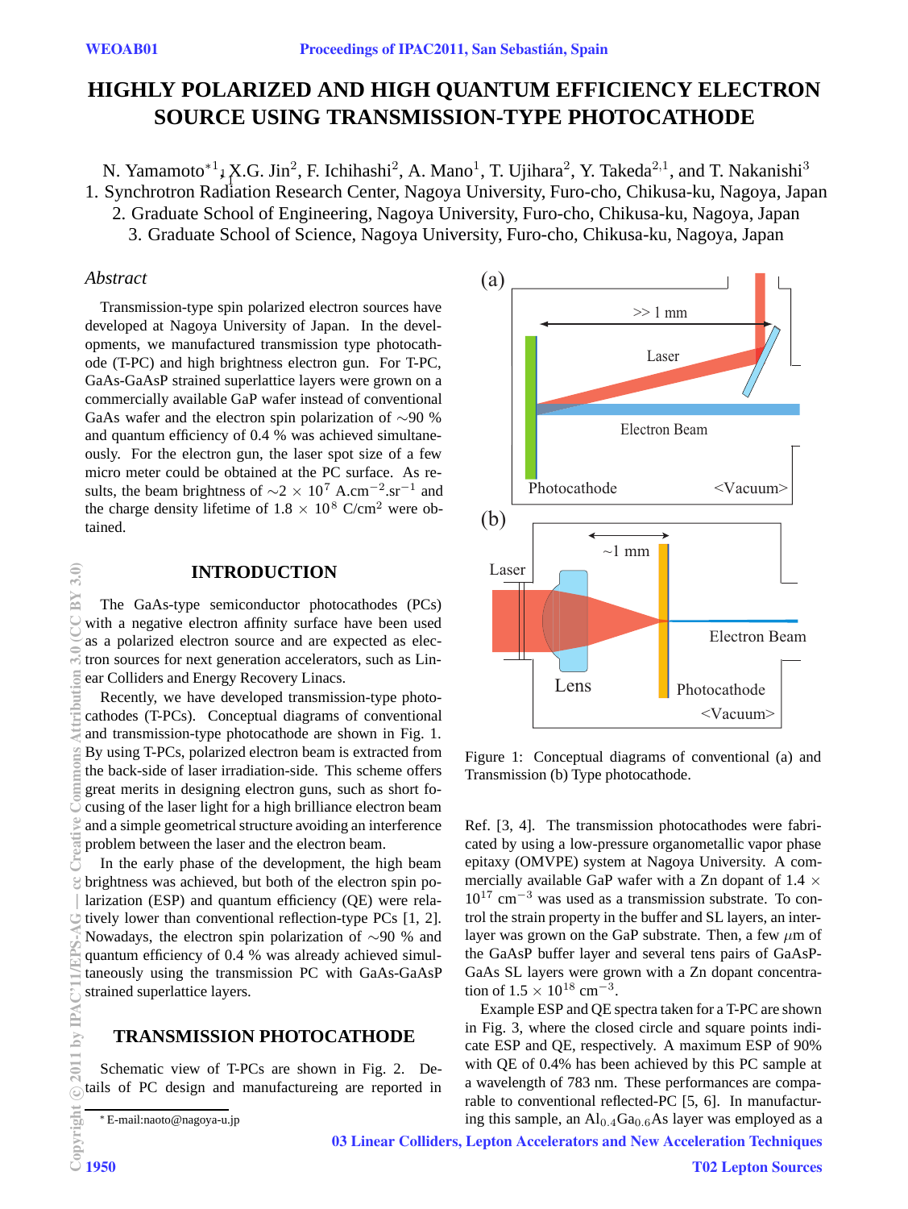# HIGHLY POLARIZED AND HIGH QUANTUM EFFICIENCY ELECTRON SOURCE USING TRANSMISSION-TYPE PHOTOCATHODE

N. Yamamoto*[1], X.G. Jin[2], F. Ichihashi[2], A. Mano[1], T. Ujihara[2], Y. Takeda[2,1], and T. Nakanishi[3]

1. Synchrotron Radiation Research Center, Nagoya University, Furo-cho, Chikusa-ku, Nagoya, Japan
2. Graduate School of Engineering, Nagoya University, Furo-cho, Chikusa-ku, Nagoya, Japan
3. Graduate School of Science, Nagoya University, Furo-cho, Chikusa-ku, Nagoya, Japan

## *Abstract*

Transmission-type spin polarized electron sources have developed at Nagoya University of Japan. In the developments, we manufactured transmission type photocathode (T-PC) and high brightness electron gun. For T-PC, GaAs-GaAsP strained superlattice layers were grown on a commercially available GaP wafer instead of conventional GaAs wafer and the electron spin polarization of ∼90 % and quantum efficiency of 0.4 % was achieved simultaneously. For the electron gun, the laser spot size of a few micro meter could be obtained at the PC surface. As results, the beam brightness of $\sim 2 \times 10^7$ A.cm$^{-2}$.sr$^{-1}$ and the charge density lifetime of $1.8 \times 10^8$ C/cm$^2$ were obtained.

## INTRODUCTION

The GaAs-type semiconductor photocathodes (PCs) with a negative electron affinity surface have been used as a polarized electron source and are expected as electron sources for next generation accelerators, such as Linear Colliders and Energy Recovery Linacs.

Recently, we have developed transmission-type photocathodes (T-PCs). Conceptual diagrams of conventional and transmission-type photocathode are shown in Fig. 1. By using T-PCs, polarized electron beam is extracted from the back-side of laser irradiation-side. This scheme offers great merits in designing electron guns, such as short focusing of the laser light for a high brilliance electron beam and a simple geometrical structure avoiding an interference problem between the laser and the electron beam.

In the early phase of the development, the high beam brightness was achieved, but both of the electron spin polarization (ESP) and quantum efficiency (QE) were relatively lower than conventional reflection-type PCs [1, 2]. Nowadays, the electron spin polarization of ∼90 % and quantum efficiency of 0.4 % was already achieved simultaneously using the transmission PC with GaAs-GaAsP strained superlattice layers.

## TRANSMISSION PHOTOCATHODE

Schematic view of T-PCs are shown in Fig. 2. Details of PC design and manufactureing are reported in Ref. [3, 4]. The transmission photocathodes were fabricated by using a low-pressure organometallic vapor phase epitaxy (OMVPE) system at Nagoya University. A commercially available GaP wafer with a Zn dopant of $1.4 \times 10^{17}$ cm$^{-3}$ was used as a transmission substrate. To control the strain property in the buffer and SL layers, an interlayer was grown on the GaP substrate. Then, a few $\mu$m of the GaAsP buffer layer and several tens pairs of GaAsP-GaAs SL layers were grown with a Zn dopant concentration of $1.5 \times 10^{18}$ cm$^{-3}$.

Example ESP and QE spectra taken for a T-PC are shown in Fig. 3, where the closed circle and square points indicate ESP and QE, respectively. A maximum ESP of 90% with QE of 0.4% has been achieved by this PC sample at a wavelength of 783 nm. These performances are comparable to conventional reflected-PC [5, 6]. In manufacturing this sample, an $Al_{0.4}Ga_{0.6}As$ layer was employed as a

(a) >> 1 mm, Laser, Electron Beam, Photocathode, <Vacuum>

(b) ~1 mm, Laser, Lens, Electron Beam, Photocathode, <Vacuum>

Figure 1: Conceptual diagrams of conventional (a) and Transmission (b) Type photocathode.

* E-mail:naoto@nagoya-u.jp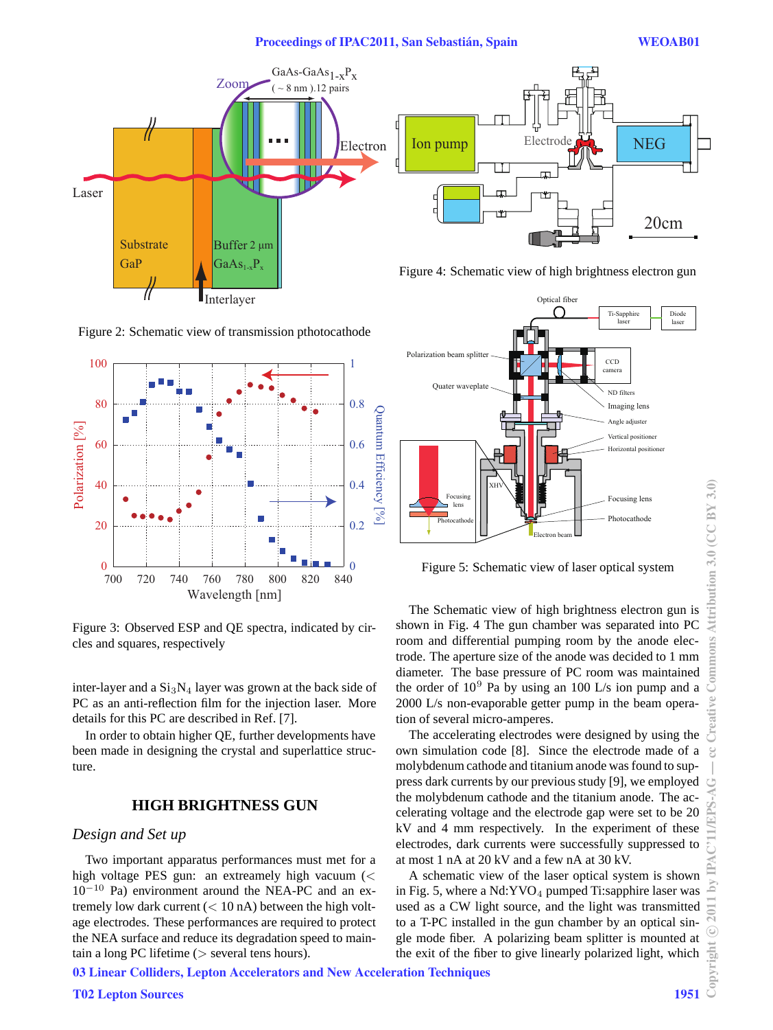Figure 2: Schematic view of transmission pthotocathode

Figure 3: Observed ESP and QE spectra, indicated by circles and squares, respectively

inter-layer and a $Si_3N_4$ layer was grown at the back side of PC as an anti-reflection film for the injection laser. More details for this PC are described in Ref. [7].

In order to obtain higher QE, further developments have been made in designing the crystal and superlattice structure.

## HIGH BRIGHTNESS GUN

### *Design and Set up*

Two important apparatus performances must met for a high voltage PES gun: an extreamely high vacuum ($< 10^{-10}$ Pa) environment around the NEA-PC and an extremely low dark current ($<$ 10 nA) between the high voltage electrodes. These performances are required to protect the NEA surface and reduce its degradation speed to maintain a long PC lifetime ($>$ several tens hours).

Figure 4: Schematic view of high brightness electron gun

Figure 5: Schematic view of laser optical system

The Schematic view of high brightness electron gun is shown in Fig. 4 The gun chamber was separated into PC room and differential pumping room by the anode electrode. The aperture size of the anode was decided to 1 mm diameter. The base pressure of PC room was maintained the order of $10^{9}$ Pa by using an 100 L/s ion pump and a 2000 L/s non-evaporable getter pump in the beam operation of several micro-amperes.

The accelerating electrodes were designed by using the own simulation code [8]. Since the electrode made of a molybdenum cathode and titanium anode was found to suppress dark currents by our previous study [9], we employed the molybdenum cathode and the titanium anode. The accelerating voltage and the electrode gap were set to be 20 kV and 4 mm respectively. In the experiment of these electrodes, dark currents were successfully suppressed to at most 1 nA at 20 kV and a few nA at 30 kV.

A schematic view of the laser optical system is shown in Fig. 5, where a Nd:$YVO_4$ pumped Ti:sapphire laser was used as a CW light source, and the light was transmitted to a T-PC installed in the gun chamber by an optical single mode fiber. A polarizing beam splitter is mounted at the exit of the fiber to give linearly polarized light, which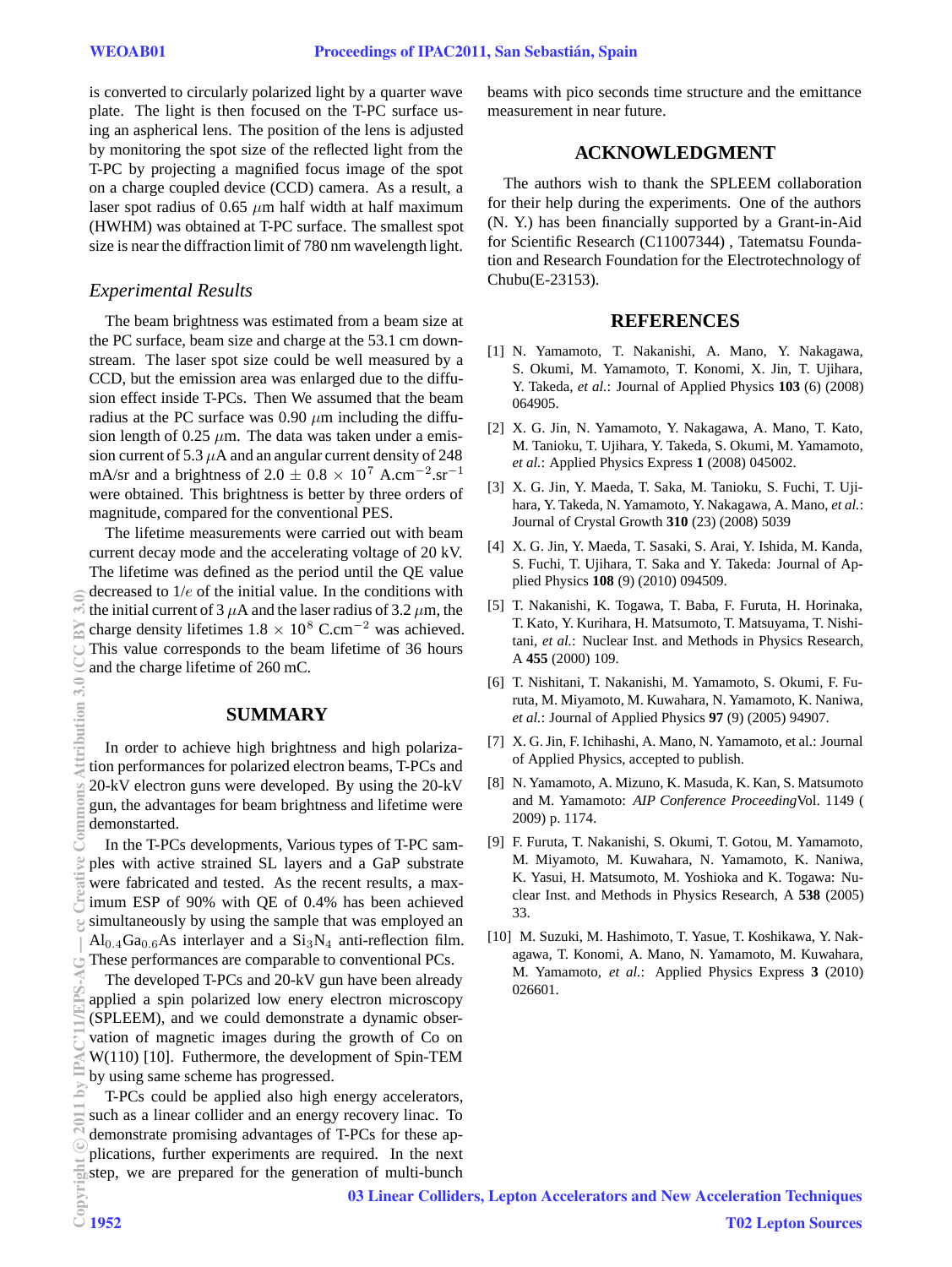is converted to circularly polarized light by a quarter wave plate. The light is then focused on the T-PC surface using an aspherical lens. The position of the lens is adjusted by monitoring the spot size of the reflected light from the T-PC by projecting a magnified focus image of the spot on a charge coupled device (CCD) camera. As a result, a laser spot radius of 0.65 $\mu$m half width at half maximum (HWHM) was obtained at T-PC surface. The smallest spot size is near the diffraction limit of 780 nm wavelength light.

### *Experimental Results*

The beam brightness was estimated from a beam size at the PC surface, beam size and charge at the 53.1 cm downstream. The laser spot size could be well measured by a CCD, but the emission area was enlarged due to the diffusion effect inside T-PCs. Then We assumed that the beam radius at the PC surface was 0.90 $\mu$m including the diffusion length of 0.25 $\mu$m. The data was taken under a emission current of 5.3 $\mu$A and an angular current density of 248 mA/sr and a brightness of $2.0 \pm 0.8 \times 10^7$ A.cm$^{-2}$.sr$^{-1}$ were obtained. This brightness is better by three orders of magnitude, compared for the conventional PES.

The lifetime measurements were carried out with beam current decay mode and the accelerating voltage of 20 kV. The lifetime was defined as the period until the QE value decreased to $1/e$ of the initial value. In the conditions with the initial current of 3 $\mu$A and the laser radius of 3.2 $\mu$m, the charge density lifetimes $1.8 \times 10^8$ C.cm$^{-2}$ was achieved. This value corresponds to the beam lifetime of 36 hours and the charge lifetime of 260 mC.

## SUMMARY

In order to achieve high brightness and high polarization performances for polarized electron beams, T-PCs and 20-kV electron guns were developed. By using the 20-kV gun, the advantages for beam brightness and lifetime were demonstarted.

In the T-PCs developments, Various types of T-PC samples with active strained SL layers and a GaP substrate were fabricated and tested. As the recent results, a maximum ESP of 90% with QE of 0.4% has been achieved simultaneously by using the sample that was employed an $Al_{0.4}Ga_{0.6}As$ interlayer and a $Si_3N_4$ anti-reflection film. These performances are comparable to conventional PCs.

The developed T-PCs and 20-kV gun have been already applied a spin polarized low enery electron microscopy (SPLEEM), and we could demonstrate a dynamic observation of magnetic images during the growth of Co on W(110) [10]. Futhermore, the development of Spin-TEM by using same scheme has progressed.

T-PCs could be applied also high energy accelerators, such as a linear collider and an energy recovery linac. To demonstrate promising advantages of T-PCs for these applications, further experiments are required. In the next step, we are prepared for the generation of multi-bunch beams with pico seconds time structure and the emittance measurement in near future.

## ACKNOWLEDGMENT

The authors wish to thank the SPLEEM collaboration for their help during the experiments. One of the authors (N. Y.) has been financially supported by a Grant-in-Aid for Scientific Research (C11007344) , Tatematsu Foundation and Research Foundation for the Electrotechnology of Chubu(E-23153).

## REFERENCES

[1] N. Yamamoto, T. Nakanishi, A. Mano, Y. Nakagawa, S. Okumi, M. Yamamoto, T. Konomi, X. Jin, T. Ujihara, Y. Takeda, *et al.*: Journal of Applied Physics **103** (6) (2008) 064905.

[2] X. G. Jin, N. Yamamoto, Y. Nakagawa, A. Mano, T. Kato, M. Tanioku, T. Ujihara, Y. Takeda, S. Okumi, M. Yamamoto, *et al.*: Applied Physics Express **1** (2008) 045002.

[3] X. G. Jin, Y. Maeda, T. Saka, M. Tanioku, S. Fuchi, T. Ujihara, Y. Takeda, N. Yamamoto, Y. Nakagawa, A. Mano, *et al.*: Journal of Crystal Growth **310** (23) (2008) 5039

[4] X. G. Jin, Y. Maeda, T. Sasaki, S. Arai, Y. Ishida, M. Kanda, S. Fuchi, T. Ujihara, T. Saka and Y. Takeda: Journal of Applied Physics **108** (9) (2010) 094509.

[5] T. Nakanishi, K. Togawa, T. Baba, F. Furuta, H. Horinaka, T. Kato, Y. Kurihara, H. Matsumoto, T. Matsuyama, T. Nishitani, *et al.*: Nuclear Inst. and Methods in Physics Research, A **455** (2000) 109.

[6] T. Nishitani, T. Nakanishi, M. Yamamoto, S. Okumi, F. Furuta, M. Miyamoto, M. Kuwahara, N. Yamamoto, K. Naniwa, *et al.*: Journal of Applied Physics **97** (9) (2005) 94907.

[7] X. G. Jin, F. Ichihashi, A. Mano, N. Yamamoto, et al.: Journal of Applied Physics, accepted to publish.

[8] N. Yamamoto, A. Mizuno, K. Masuda, K. Kan, S. Matsumoto and M. Yamamoto: *AIP Conference Proceeding*Vol. 1149 ( 2009) p. 1174.

[9] F. Furuta, T. Nakanishi, S. Okumi, T. Gotou, M. Yamamoto, M. Miyamoto, M. Kuwahara, N. Yamamoto, K. Naniwa, K. Yasui, H. Matsumoto, M. Yoshioka and K. Togawa: Nuclear Inst. and Methods in Physics Research, A **538** (2005) 33.

[10] M. Suzuki, M. Hashimoto, T. Yasue, T. Koshikawa, Y. Nakagawa, T. Konomi, A. Mano, N. Yamamoto, M. Kuwahara, M. Yamamoto, *et al.*: Applied Physics Express **3** (2010) 026601.